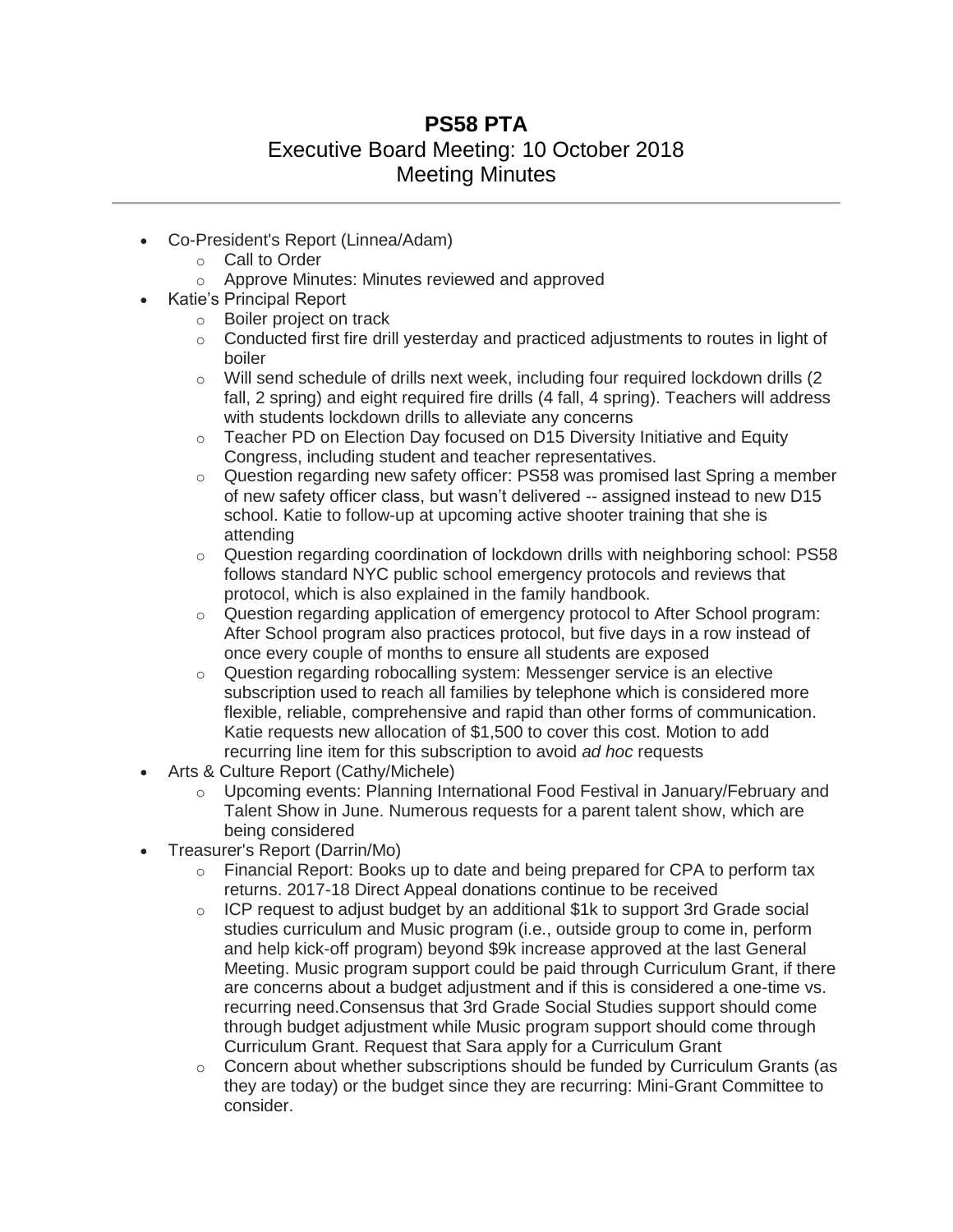# PS58 PTA

## Executive Board Meeting: 10 October 2018
## Meeting Minutes

---

- Co-President's Report (Linnea/Adam)
  - Call to Order
  - Approve Minutes: Minutes reviewed and approved
- Katie's Principal Report
  - Boiler project on track
  - Conducted first fire drill yesterday and practiced adjustments to routes in light of boiler
  - Will send schedule of drills next week, including four required lockdown drills (2 fall, 2 spring) and eight required fire drills (4 fall, 4 spring). Teachers will address with students lockdown drills to alleviate any concerns
  - Teacher PD on Election Day focused on D15 Diversity Initiative and Equity Congress, including student and teacher representatives.
  - Question regarding new safety officer: PS58 was promised last Spring a member of new safety officer class, but wasn't delivered -- assigned instead to new D15 school. Katie to follow-up at upcoming active shooter training that she is attending
  - Question regarding coordination of lockdown drills with neighboring school: PS58 follows standard NYC public school emergency protocols and reviews that protocol, which is also explained in the family handbook.
  - Question regarding application of emergency protocol to After School program: After School program also practices protocol, but five days in a row instead of once every couple of months to ensure all students are exposed
  - Question regarding robocalling system: Messenger service is an elective subscription used to reach all families by telephone which is considered more flexible, reliable, comprehensive and rapid than other forms of communication. Katie requests new allocation of $1,500 to cover this cost. Motion to add recurring line item for this subscription to avoid *ad hoc* requests
- Arts & Culture Report (Cathy/Michele)
  - Upcoming events: Planning International Food Festival in January/February and Talent Show in June. Numerous requests for a parent talent show, which are being considered
- Treasurer's Report (Darrin/Mo)
  - Financial Report: Books up to date and being prepared for CPA to perform tax returns. 2017-18 Direct Appeal donations continue to be received
  - ICP request to adjust budget by an additional $1k to support 3rd Grade social studies curriculum and Music program (i.e., outside group to come in, perform and help kick-off program) beyond $9k increase approved at the last General Meeting. Music program support could be paid through Curriculum Grant, if there are concerns about a budget adjustment and if this is considered a one-time vs. recurring need.Consensus that 3rd Grade Social Studies support should come through budget adjustment while Music program support should come through Curriculum Grant. Request that Sara apply for a Curriculum Grant
  - Concern about whether subscriptions should be funded by Curriculum Grants (as they are today) or the budget since they are recurring: Mini-Grant Committee to consider.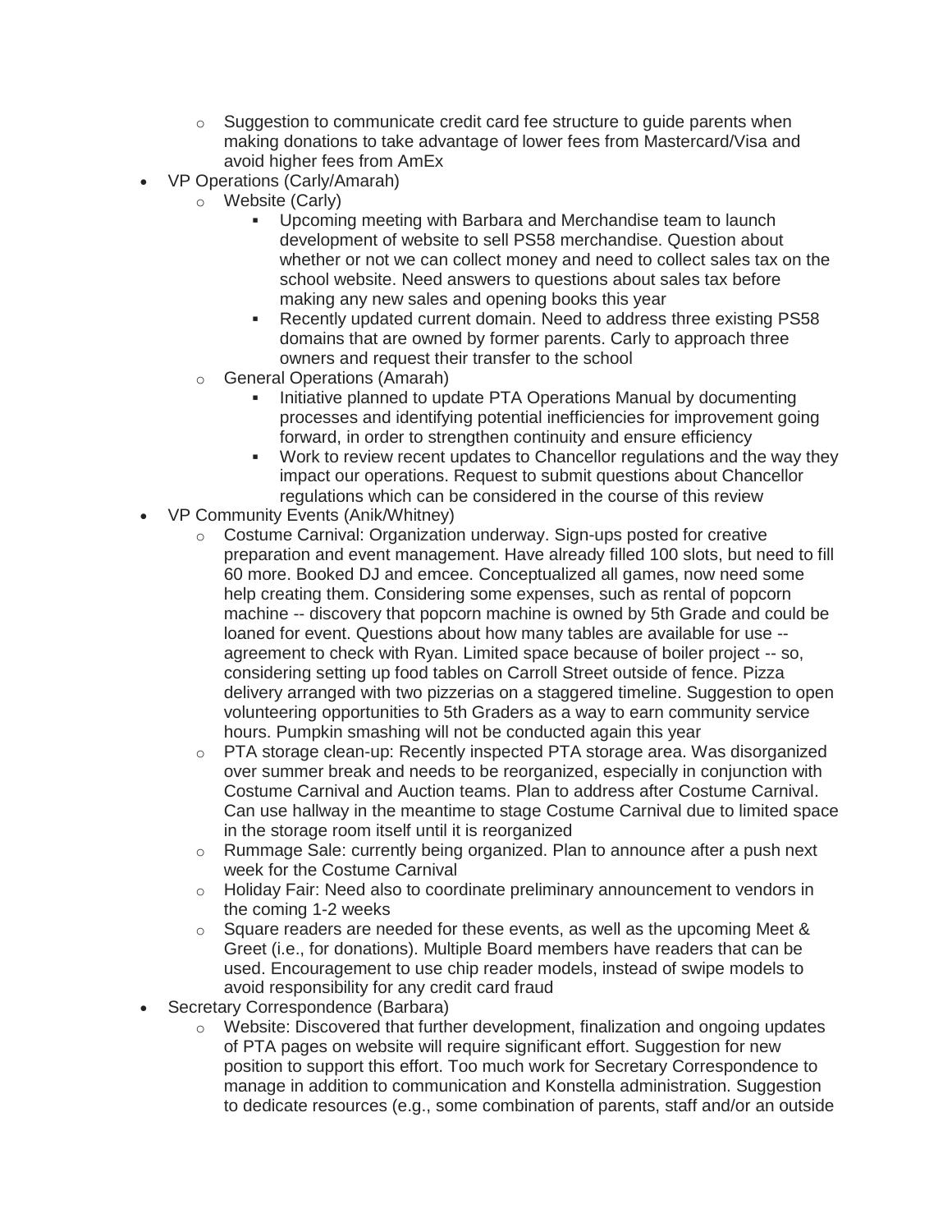- Suggestion to communicate credit card fee structure to guide parents when making donations to take advantage of lower fees from Mastercard/Visa and avoid higher fees from AmEx
- VP Operations (Carly/Amarah)
  - Website (Carly)
    - Upcoming meeting with Barbara and Merchandise team to launch development of website to sell PS58 merchandise. Question about whether or not we can collect money and need to collect sales tax on the school website. Need answers to questions about sales tax before making any new sales and opening books this year
    - Recently updated current domain. Need to address three existing PS58 domains that are owned by former parents. Carly to approach three owners and request their transfer to the school
  - General Operations (Amarah)
    - Initiative planned to update PTA Operations Manual by documenting processes and identifying potential inefficiencies for improvement going forward, in order to strengthen continuity and ensure efficiency
    - Work to review recent updates to Chancellor regulations and the way they impact our operations. Request to submit questions about Chancellor regulations which can be considered in the course of this review
- VP Community Events (Anik/Whitney)
  - Costume Carnival: Organization underway. Sign-ups posted for creative preparation and event management. Have already filled 100 slots, but need to fill 60 more. Booked DJ and emcee. Conceptualized all games, now need some help creating them. Considering some expenses, such as rental of popcorn machine -- discovery that popcorn machine is owned by 5th Grade and could be loaned for event. Questions about how many tables are available for use -- agreement to check with Ryan. Limited space because of boiler project -- so, considering setting up food tables on Carroll Street outside of fence. Pizza delivery arranged with two pizzerias on a staggered timeline. Suggestion to open volunteering opportunities to 5th Graders as a way to earn community service hours. Pumpkin smashing will not be conducted again this year
  - PTA storage clean-up: Recently inspected PTA storage area. Was disorganized over summer break and needs to be reorganized, especially in conjunction with Costume Carnival and Auction teams. Plan to address after Costume Carnival. Can use hallway in the meantime to stage Costume Carnival due to limited space in the storage room itself until it is reorganized
  - Rummage Sale: currently being organized. Plan to announce after a push next week for the Costume Carnival
  - Holiday Fair: Need also to coordinate preliminary announcement to vendors in the coming 1-2 weeks
  - Square readers are needed for these events, as well as the upcoming Meet & Greet (i.e., for donations). Multiple Board members have readers that can be used. Encouragement to use chip reader models, instead of swipe models to avoid responsibility for any credit card fraud
- Secretary Correspondence (Barbara)
  - Website: Discovered that further development, finalization and ongoing updates of PTA pages on website will require significant effort. Suggestion for new position to support this effort. Too much work for Secretary Correspondence to manage in addition to communication and Konstella administration. Suggestion to dedicate resources (e.g., some combination of parents, staff and/or an outside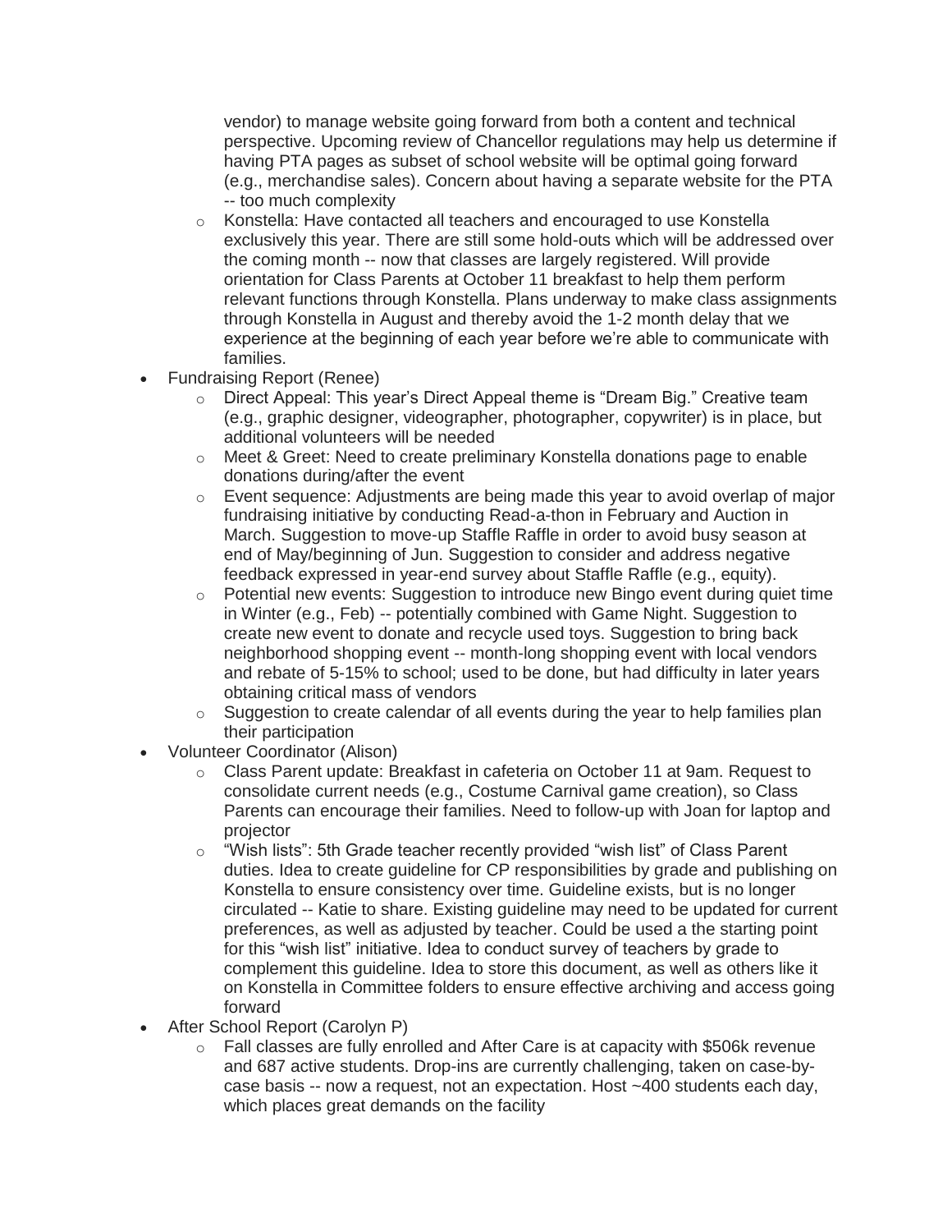- vendor) to manage website going forward from both a content and technical perspective. Upcoming review of Chancellor regulations may help us determine if having PTA pages as subset of school website will be optimal going forward (e.g., merchandise sales). Concern about having a separate website for the PTA -- too much complexity
  - Konstella: Have contacted all teachers and encouraged to use Konstella exclusively this year. There are still some hold-outs which will be addressed over the coming month -- now that classes are largely registered. Will provide orientation for Class Parents at October 11 breakfast to help them perform relevant functions through Konstella. Plans underway to make class assignments through Konstella in August and thereby avoid the 1-2 month delay that we experience at the beginning of each year before we're able to communicate with families.
- Fundraising Report (Renee)
  - Direct Appeal: This year's Direct Appeal theme is "Dream Big." Creative team (e.g., graphic designer, videographer, photographer, copywriter) is in place, but additional volunteers will be needed
  - Meet & Greet: Need to create preliminary Konstella donations page to enable donations during/after the event
  - Event sequence: Adjustments are being made this year to avoid overlap of major fundraising initiative by conducting Read-a-thon in February and Auction in March. Suggestion to move-up Staffle Raffle in order to avoid busy season at end of May/beginning of Jun. Suggestion to consider and address negative feedback expressed in year-end survey about Staffle Raffle (e.g., equity).
  - Potential new events: Suggestion to introduce new Bingo event during quiet time in Winter (e.g., Feb) -- potentially combined with Game Night. Suggestion to create new event to donate and recycle used toys. Suggestion to bring back neighborhood shopping event -- month-long shopping event with local vendors and rebate of 5-15% to school; used to be done, but had difficulty in later years obtaining critical mass of vendors
  - Suggestion to create calendar of all events during the year to help families plan their participation
- Volunteer Coordinator (Alison)
  - Class Parent update: Breakfast in cafeteria on October 11 at 9am. Request to consolidate current needs (e.g., Costume Carnival game creation), so Class Parents can encourage their families. Need to follow-up with Joan for laptop and projector
  - "Wish lists": 5th Grade teacher recently provided "wish list" of Class Parent duties. Idea to create guideline for CP responsibilities by grade and publishing on Konstella to ensure consistency over time. Guideline exists, but is no longer circulated -- Katie to share. Existing guideline may need to be updated for current preferences, as well as adjusted by teacher. Could be used a the starting point for this "wish list" initiative. Idea to conduct survey of teachers by grade to complement this guideline. Idea to store this document, as well as others like it on Konstella in Committee folders to ensure effective archiving and access going forward
- After School Report (Carolyn P)
  - Fall classes are fully enrolled and After Care is at capacity with $506k revenue and 687 active students. Drop-ins are currently challenging, taken on case-by-case basis -- now a request, not an expectation. Host ~400 students each day, which places great demands on the facility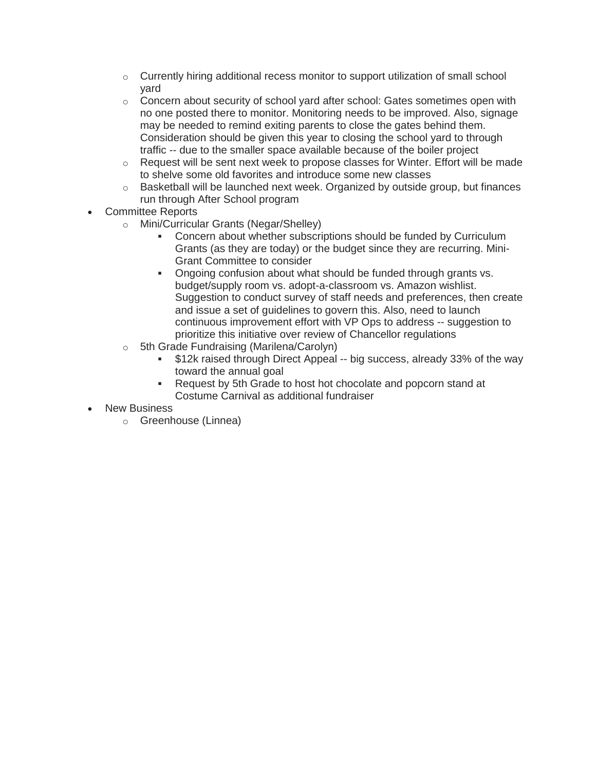- Currently hiring additional recess monitor to support utilization of small school yard
  - Concern about security of school yard after school: Gates sometimes open with no one posted there to monitor. Monitoring needs to be improved. Also, signage may be needed to remind exiting parents to close the gates behind them. Consideration should be given this year to closing the school yard to through traffic -- due to the smaller space available because of the boiler project
  - Request will be sent next week to propose classes for Winter. Effort will be made to shelve some old favorites and introduce some new classes
  - Basketball will be launched next week. Organized by outside group, but finances run through After School program
- Committee Reports
  - Mini/Curricular Grants (Negar/Shelley)
    - Concern about whether subscriptions should be funded by Curriculum Grants (as they are today) or the budget since they are recurring. Mini-Grant Committee to consider
    - Ongoing confusion about what should be funded through grants vs. budget/supply room vs. adopt-a-classroom vs. Amazon wishlist. Suggestion to conduct survey of staff needs and preferences, then create and issue a set of guidelines to govern this. Also, need to launch continuous improvement effort with VP Ops to address -- suggestion to prioritize this initiative over review of Chancellor regulations
  - 5th Grade Fundraising (Marilena/Carolyn)
    - $12k raised through Direct Appeal -- big success, already 33% of the way toward the annual goal
    - Request by 5th Grade to host hot chocolate and popcorn stand at Costume Carnival as additional fundraiser
- New Business
  - Greenhouse (Linnea)